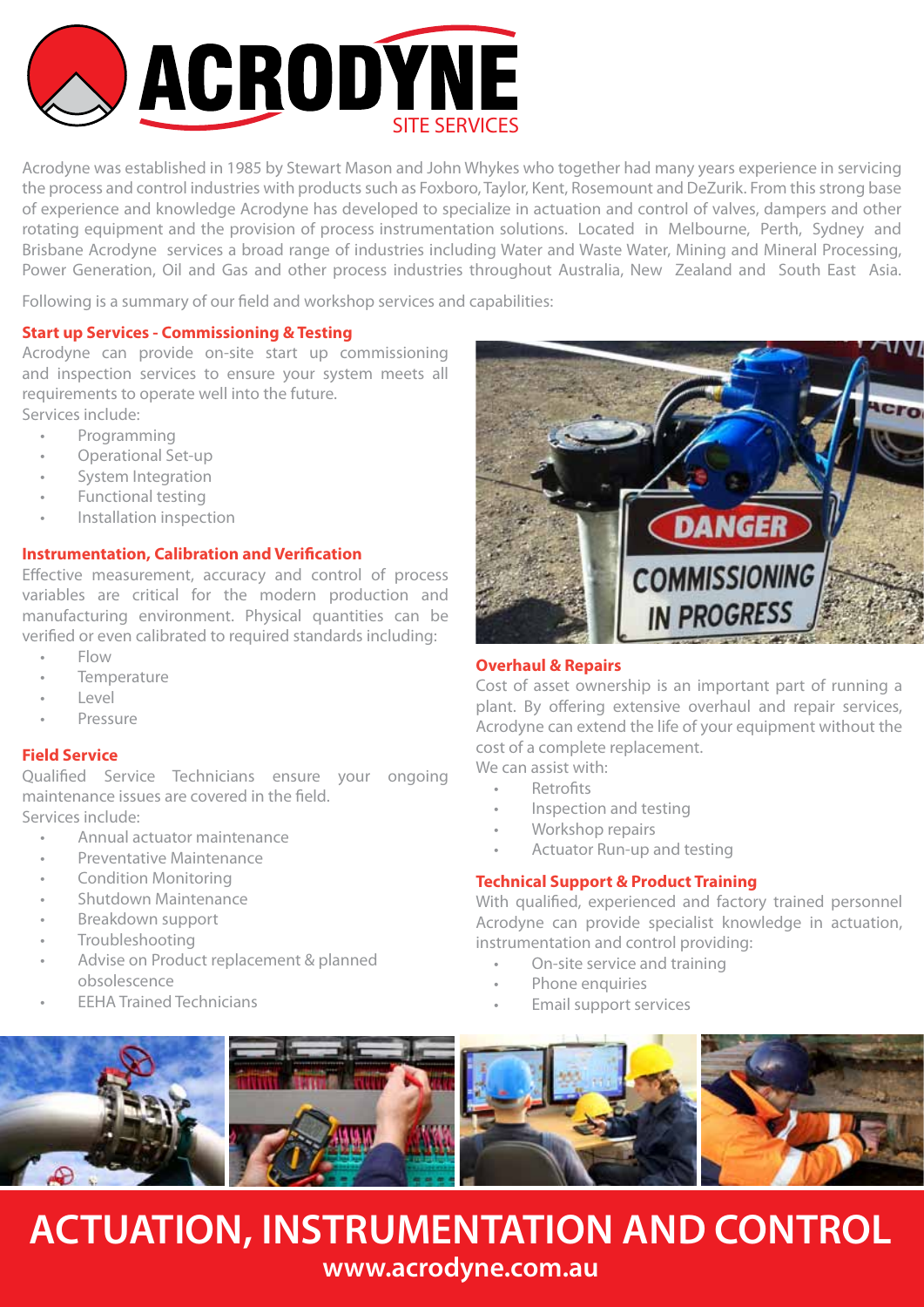# ACRODYNE

SITE SERVICES

Acrodyne was established in 1985 by Stewart Mason and John Whykes who together had many years experience in servicing the process and control industries with products such as Foxboro, Taylor, Kent, Rosemount and DeZurik. From this strong base of experience and knowledge Acrodyne has developed to specialize in actuation and control of valves, dampers and other rotating equipment and the provision of process instrumentation solutions. Located in Melbourne, Perth, Sydney and Brisbane Acrodyne services a broad range of industries including Water and Waste Water, Mining and Mineral Processing, Power Generation, Oil and Gas and other process industries throughout Australia, New Zealand and South East Asia.

Following is a summary of our field and workshop services and capabilities:

### Start up Services - Commissioning & Testing

Acrodyne can provide on-site start up commissioning and inspection services to ensure your system meets all requirements to operate well into the future.
Services include:

- Programming
- Operational Set-up
- System Integration
- Functional testing
- Installation inspection

### Instrumentation, Calibration and Verification

Effective measurement, accuracy and control of process variables are critical for the modern production and manufacturing environment. Physical quantities can be verified or even calibrated to required standards including:

- Flow
- Temperature
- Level
- Pressure

### Field Service

Qualified Service Technicians ensure your ongoing maintenance issues are covered in the field.
Services include:

- Annual actuator maintenance
- Preventative Maintenance
- Condition Monitoring
- Shutdown Maintenance
- Breakdown support
- Troubleshooting
- Advise on Product replacement & planned obsolescence
- EEHA Trained Technicians

### Overhaul & Repairs

Cost of asset ownership is an important part of running a plant. By offering extensive overhaul and repair services, Acrodyne can extend the life of your equipment without the cost of a complete replacement.
We can assist with:

- Retrofits
- Inspection and testing
- Workshop repairs
- Actuator Run-up and testing

### Technical Support & Product Training

With qualified, experienced and factory trained personnel Acrodyne can provide specialist knowledge in actuation, instrumentation and control providing:

- On-site service and training
- Phone enquiries
- Email support services

## ACTUATION, INSTRUMENTATION AND CONTROL

www.acrodyne.com.au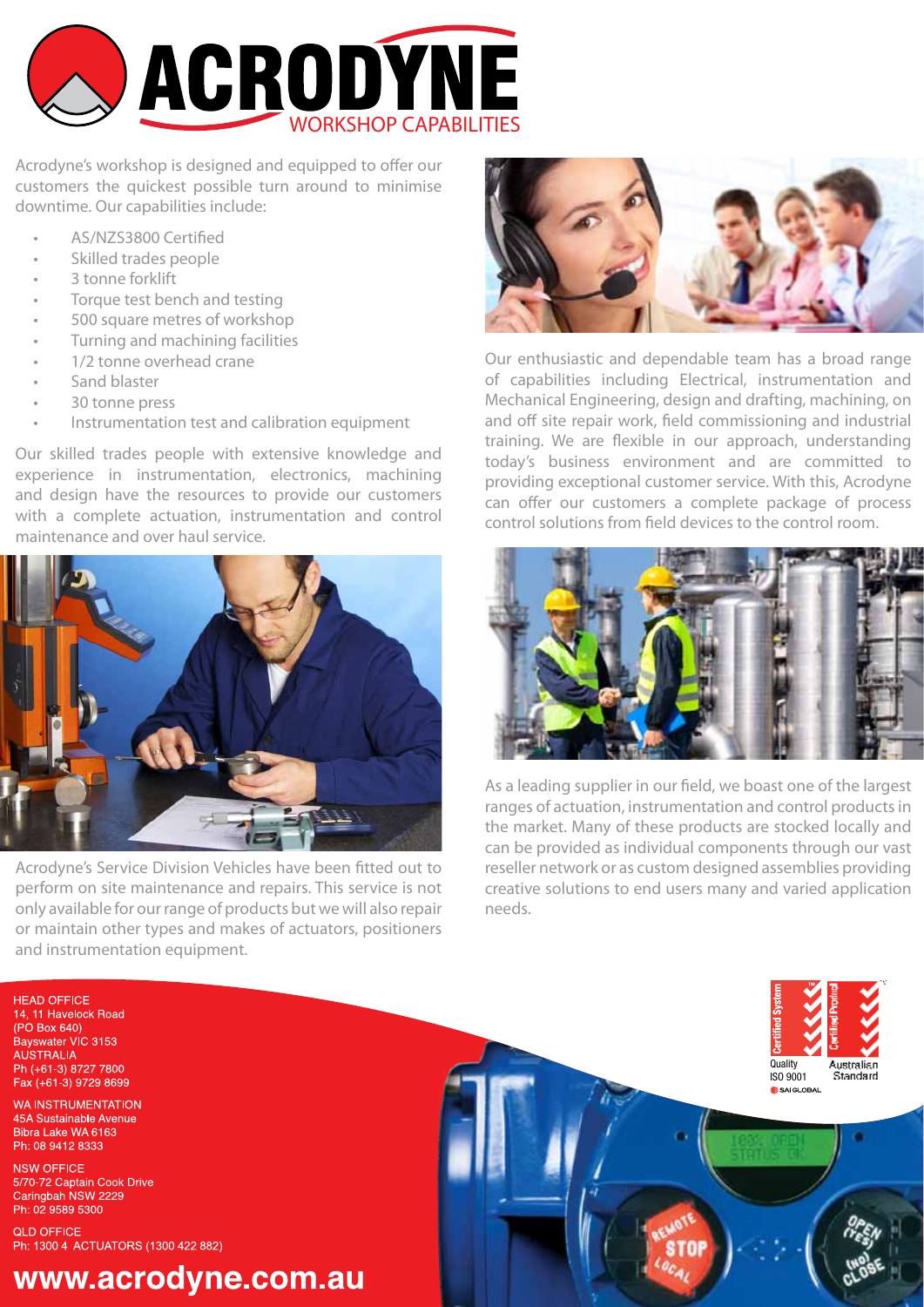# ACRODYNE

## WORKSHOP CAPABILITIES

Acrodyne's workshop is designed and equipped to offer our customers the quickest possible turn around to minimise downtime. Our capabilities include:

- AS/NZS3800 Certified
- Skilled trades people
- 3 tonne forklift
- Torque test bench and testing
- 500 square metres of workshop
- Turning and machining facilities
- 1/2 tonne overhead crane
- Sand blaster
- 30 tonne press
- Instrumentation test and calibration equipment

Our skilled trades people with extensive knowledge and experience in instrumentation, electronics, machining and design have the resources to provide our customers with a complete actuation, instrumentation and control maintenance and over haul service.

Acrodyne's Service Division Vehicles have been fitted out to perform on site maintenance and repairs. This service is not only available for our range of products but we will also repair or maintain other types and makes of actuators, positioners and instrumentation equipment.

Our enthusiastic and dependable team has a broad range of capabilities including Electrical, instrumentation and Mechanical Engineering, design and drafting, machining, on and off site repair work, field commissioning and industrial training. We are flexible in our approach, understanding today's business environment and are committed to providing exceptional customer service. With this, Acrodyne can offer our customers a complete package of process control solutions from field devices to the control room.

As a leading supplier in our field, we boast one of the largest ranges of actuation, instrumentation and control products in the market. Many of these products are stocked locally and can be provided as individual components through our vast reseller network or as custom designed assemblies providing creative solutions to end users many and varied application needs.

Certified System Quality ISO 9001
Certified Product Australian Standard
SAI GLOBAL

**HEAD OFFICE**
14, 11 Havelock Road
(PO Box 640)
Bayswater VIC 3153
AUSTRALIA
Ph (+61-3) 8727 7800
Fax (+61-3) 9729 8699

**WA INSTRUMENTATION**
45A Sustainable Avenue
Bibra Lake WA 6163
Ph: 08 9412 8333

**NSW OFFICE**
5/70-72 Captain Cook Drive
Caringbah NSW 2229
Ph: 02 9589 5300

**QLD OFFICE**
Ph: 1300 4 ACTUATORS (1300 422 882)

**www.acrodyne.com.au**